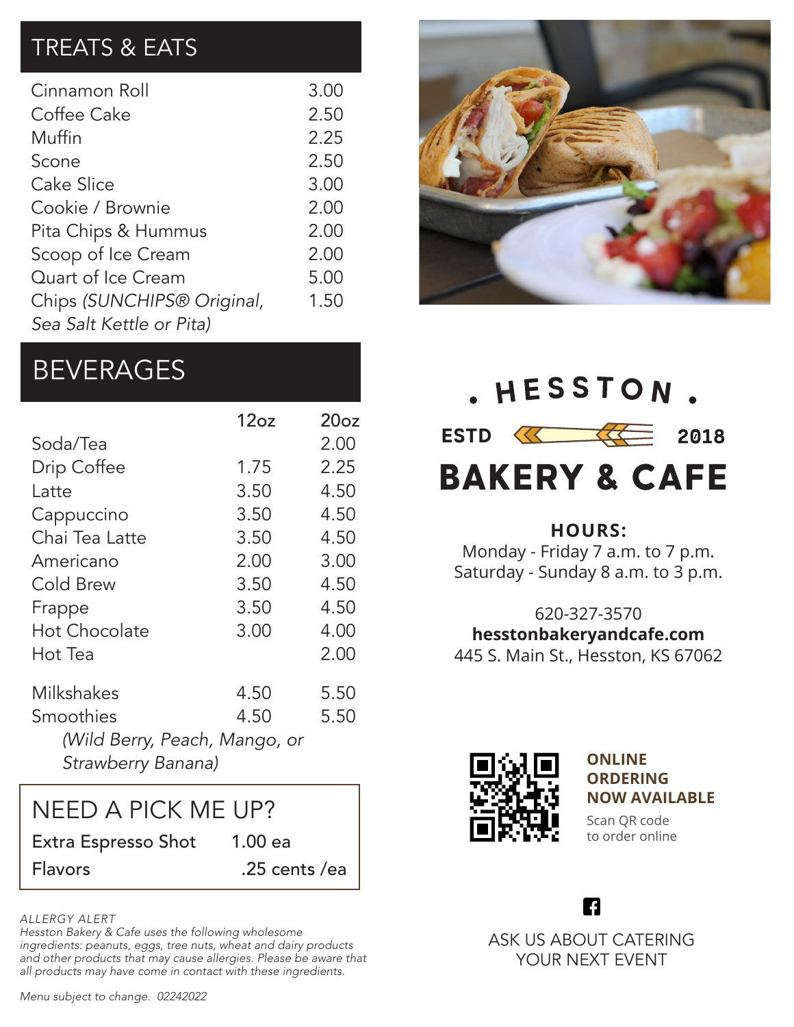## TREATS & EATS

| Item | Price |
| --- | --- |
| Cinnamon Roll | 3.00 |
| Coffee Cake | 2.50 |
| Muffin | 2.25 |
| Scone | 2.50 |
| Cake Slice | 3.00 |
| Cookie / Brownie | 2.00 |
| Pita Chips & Hummus | 2.00 |
| Scoop of Ice Cream | 2.00 |
| Quart of Ice Cream | 5.00 |
| Chips *(SUNCHIPS® Original, Sea Salt Kettle or Pita)* | 1.50 |

## BEVERAGES

| | 12oz | 20oz |
| --- | --- | --- |
| Soda/Tea | | 2.00 |
| Drip Coffee | 1.75 | 2.25 |
| Latte | 3.50 | 4.50 |
| Cappuccino | 3.50 | 4.50 |
| Chai Tea Latte | 3.50 | 4.50 |
| Americano | 2.00 | 3.00 |
| Cold Brew | 3.50 | 4.50 |
| Frappe | 3.50 | 4.50 |
| Hot Chocolate | 3.00 | 4.00 |
| Hot Tea | | 2.00 |
| Milkshakes | 4.50 | 5.50 |
| Smoothies *(Wild Berry, Peach, Mango, or Strawberry Banana)* | 4.50 | 5.50 |

## NEED A PICK ME UP?

| Item | Price |
| --- | --- |
| Extra Espresso Shot | 1.00 ea |
| Flavors | .25 cents /ea |

*ALLERGY ALERT*
*Hesston Bakery & Cafe uses the following wholesome ingredients: peanuts, eggs, tree nuts, wheat and dairy products and other products that may cause allergies. Please be aware that all products may have come in contact with these ingredients.*

*Menu subject to change. 02242022*

# . HESSTON .

ESTD 2018

# BAKERY & CAFE

**HOURS:**
Monday - Friday 7 a.m. to 7 p.m.
Saturday - Sunday 8 a.m. to 3 p.m.

620-327-3570
**hesstonbakeryandcafe.com**
445 S. Main St., Hesston, KS 67062

**ONLINE ORDERING NOW AVAILABLE**
Scan QR code to order online

ASK US ABOUT CATERING YOUR NEXT EVENT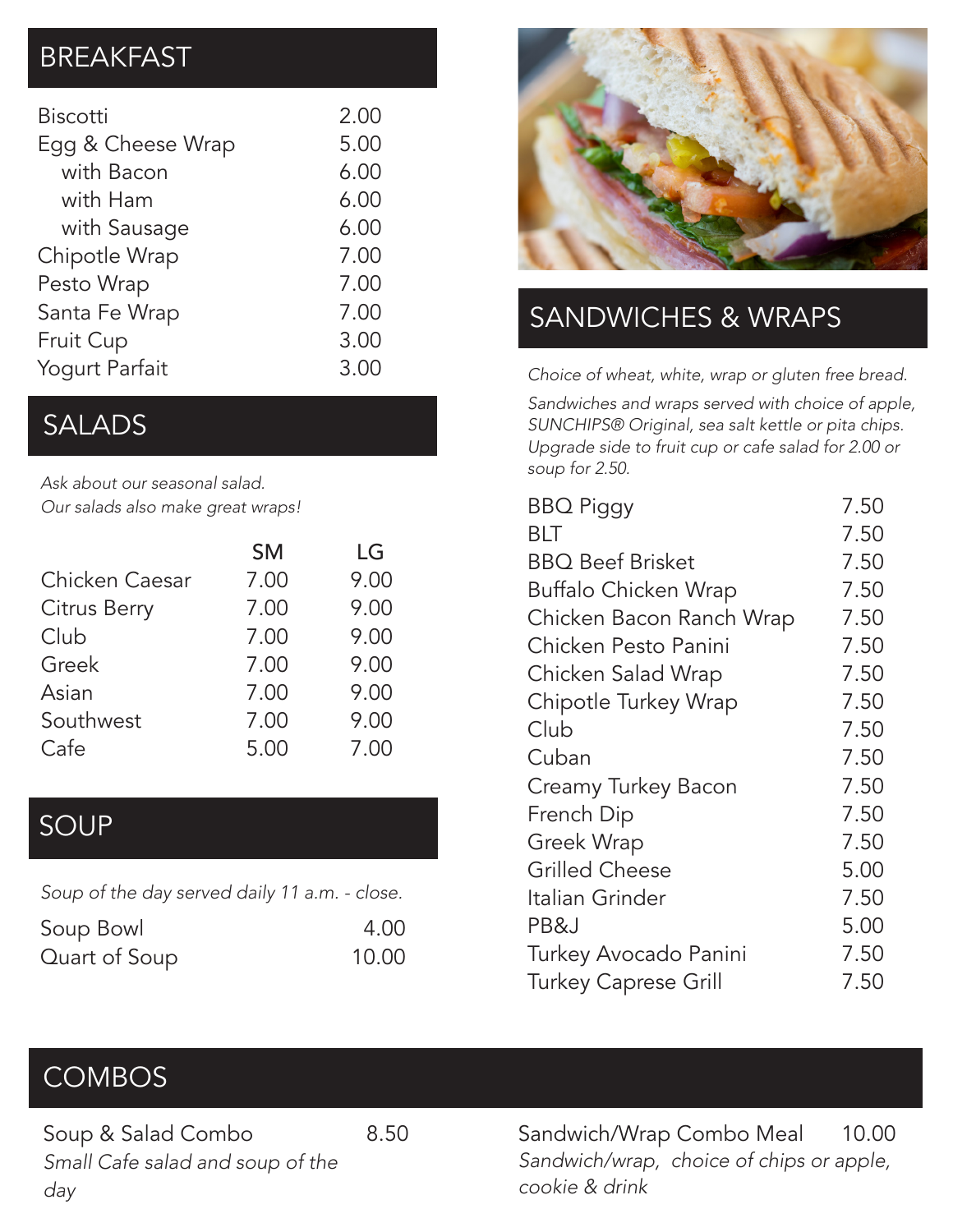## BREAKFAST

| | |
|---|---|
| Biscotti | 2.00 |
| Egg & Cheese Wrap | 5.00 |
| with Bacon | 6.00 |
| with Ham | 6.00 |
| with Sausage | 6.00 |
| Chipotle Wrap | 7.00 |
| Pesto Wrap | 7.00 |
| Santa Fe Wrap | 7.00 |
| Fruit Cup | 3.00 |
| Yogurt Parfait | 3.00 |

## SALADS

*Ask about our seasonal salad.*
*Our salads also make great wraps!*

| | SM | LG |
|---|---|---|
| Chicken Caesar | 7.00 | 9.00 |
| Citrus Berry | 7.00 | 9.00 |
| Club | 7.00 | 9.00 |
| Greek | 7.00 | 9.00 |
| Asian | 7.00 | 9.00 |
| Southwest | 7.00 | 9.00 |
| Cafe | 5.00 | 7.00 |

## SOUP

*Soup of the day served daily 11 a.m. - close.*

| | |
|---|---|
| Soup Bowl | 4.00 |
| Quart of Soup | 10.00 |

## SANDWICHES & WRAPS

*Choice of wheat, white, wrap or gluten free bread.*

*Sandwiches and wraps served with choice of apple, SUNCHIPS® Original, sea salt kettle or pita chips. Upgrade side to fruit cup or cafe salad for 2.00 or soup for 2.50.*

| | |
|---|---|
| BBQ Piggy | 7.50 |
| BLT | 7.50 |
| BBQ Beef Brisket | 7.50 |
| Buffalo Chicken Wrap | 7.50 |
| Chicken Bacon Ranch Wrap | 7.50 |
| Chicken Pesto Panini | 7.50 |
| Chicken Salad Wrap | 7.50 |
| Chipotle Turkey Wrap | 7.50 |
| Club | 7.50 |
| Cuban | 7.50 |
| Creamy Turkey Bacon | 7.50 |
| French Dip | 7.50 |
| Greek Wrap | 7.50 |
| Grilled Cheese | 5.00 |
| Italian Grinder | 7.50 |
| PB&J | 5.00 |
| Turkey Avocado Panini | 7.50 |
| Turkey Caprese Grill | 7.50 |

## COMBOS

**Soup & Salad Combo** 8.50
*Small Cafe salad and soup of the day*

**Sandwich/Wrap Combo Meal** 10.00
*Sandwich/wrap, choice of chips or apple, cookie & drink*